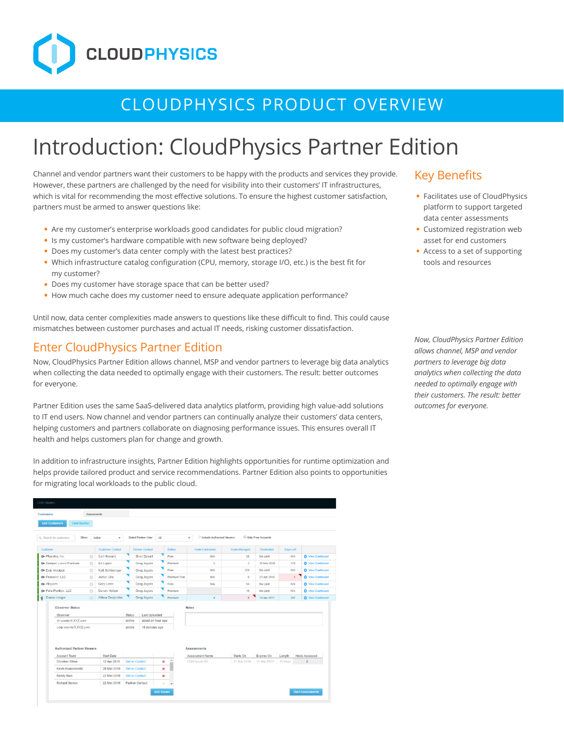CLOUDPHYSICS

# CLOUDPHYSICS PRODUCT OVERVIEW

# Introduction: CloudPhysics Partner Edition

Channel and vendor partners want their customers to be happy with the products and services they provide. However, these partners are challenged by the need for visibility into their customers' IT infrastructures, which is vital for recommending the most effective solutions. To ensure the highest customer satisfaction, partners must be armed to answer questions like:

- Are my customer's enterprise workloads good candidates for public cloud migration?
- Is my customer's hardware compatible with new software being deployed?
- Does my customer's data center comply with the latest best practices?
- Which infrastructure catalog configuration (CPU, memory, storage I/O, etc.) is the best fit for my customer?
- Does my customer have storage space that can be better used?
- How much cache does my customer need to ensure adequate application performance?

Until now, data center complexities made answers to questions like these difficult to find. This could cause mismatches between customer purchases and actual IT needs, risking customer dissatisfaction.

## Enter CloudPhysics Partner Edition

Now, CloudPhysics Partner Edition allows channel, MSP and vendor partners to leverage big data analytics when collecting the data needed to optimally engage with their customers. The result: better outcomes for everyone.

Partner Edition uses the same SaaS-delivered data analytics platform, providing high value-add solutions to IT end users. Now channel and vendor partners can continually analyze their customers' data centers, helping customers and partners collaborate on diagnosing performance issues. This ensures overall IT health and helps customers plan for change and growth.

In addition to infrastructure insights, Partner Edition highlights opportunities for runtime optimization and helps provide tailored product and service recommendations. Partner Edition also points to opportunities for migrating local workloads to the public cloud.

## Key Benefits

- Facilitates use of CloudPhysics platform to support targeted data center assessments
- Customized registration web asset for end customers
- Access to a set of supporting tools and resources

*Now, CloudPhysics Partner Edition allows channel, MSP and vendor partners to leverage big data analytics when collecting the data needed to optimally engage with their customers. The result: better outcomes for everyone.*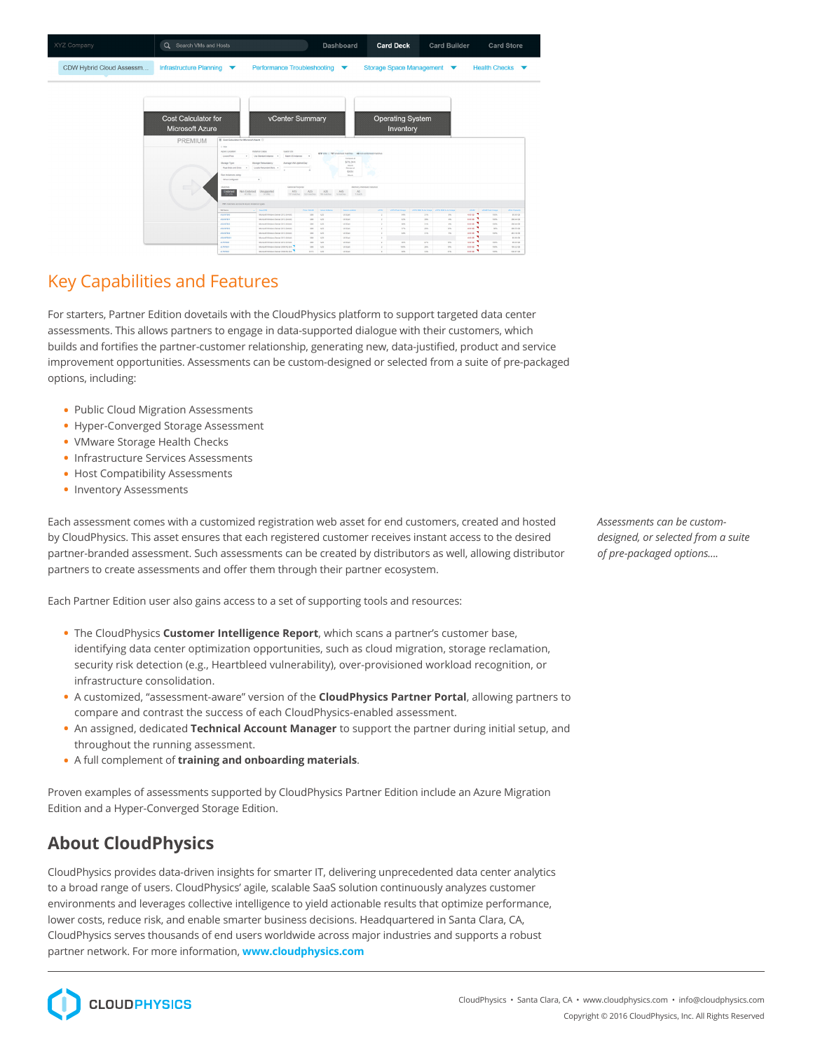## Key Capabilities and Features

For starters, Partner Edition dovetails with the CloudPhysics platform to support targeted data center assessments. This allows partners to engage in data-supported dialogue with their customers, which builds and fortifies the partner-customer relationship, generating new, data-justified, product and service improvement opportunities. Assessments can be custom-designed or selected from a suite of pre-packaged options, including:

- Public Cloud Migration Assessments
- Hyper-Converged Storage Assessment
- VMware Storage Health Checks
- Infrastructure Services Assessments
- Host Compatibility Assessments
- Inventory Assessments

Each assessment comes with a customized registration web asset for end customers, created and hosted by CloudPhysics. This asset ensures that each registered customer receives instant access to the desired partner-branded assessment. Such assessments can be created by distributors as well, allowing distributor partners to create assessments and offer them through their partner ecosystem.

*Assessments can be custom-designed, or selected from a suite of pre-packaged options....*

Each Partner Edition user also gains access to a set of supporting tools and resources:

- The CloudPhysics **Customer Intelligence Report**, which scans a partner's customer base, identifying data center optimization opportunities, such as cloud migration, storage reclamation, security risk detection (e.g., Heartbleed vulnerability), over-provisioned workload recognition, or infrastructure consolidation.
- A customized, "assessment-aware" version of the **CloudPhysics Partner Portal**, allowing partners to compare and contrast the success of each CloudPhysics-enabled assessment.
- An assigned, dedicated **Technical Account Manager** to support the partner during initial setup, and throughout the running assessment.
- A full complement of **training and onboarding materials**.

Proven examples of assessments supported by CloudPhysics Partner Edition include an Azure Migration Edition and a Hyper-Converged Storage Edition.

## About CloudPhysics

CloudPhysics provides data-driven insights for smarter IT, delivering unprecedented data center analytics to a broad range of users. CloudPhysics' agile, scalable SaaS solution continuously analyzes customer environments and leverages collective intelligence to yield actionable results that optimize performance, lower costs, reduce risk, and enable smarter business decisions. Headquartered in Santa Clara, CA, CloudPhysics serves thousands of end users worldwide across major industries and supports a robust partner network. For more information, **www.cloudphysics.com**

CLOUDPHYSICS

CloudPhysics • Santa Clara, CA • www.cloudphysics.com • info@cloudphysics.com

Copyright © 2016 CloudPhysics, Inc. All Rights Reserved